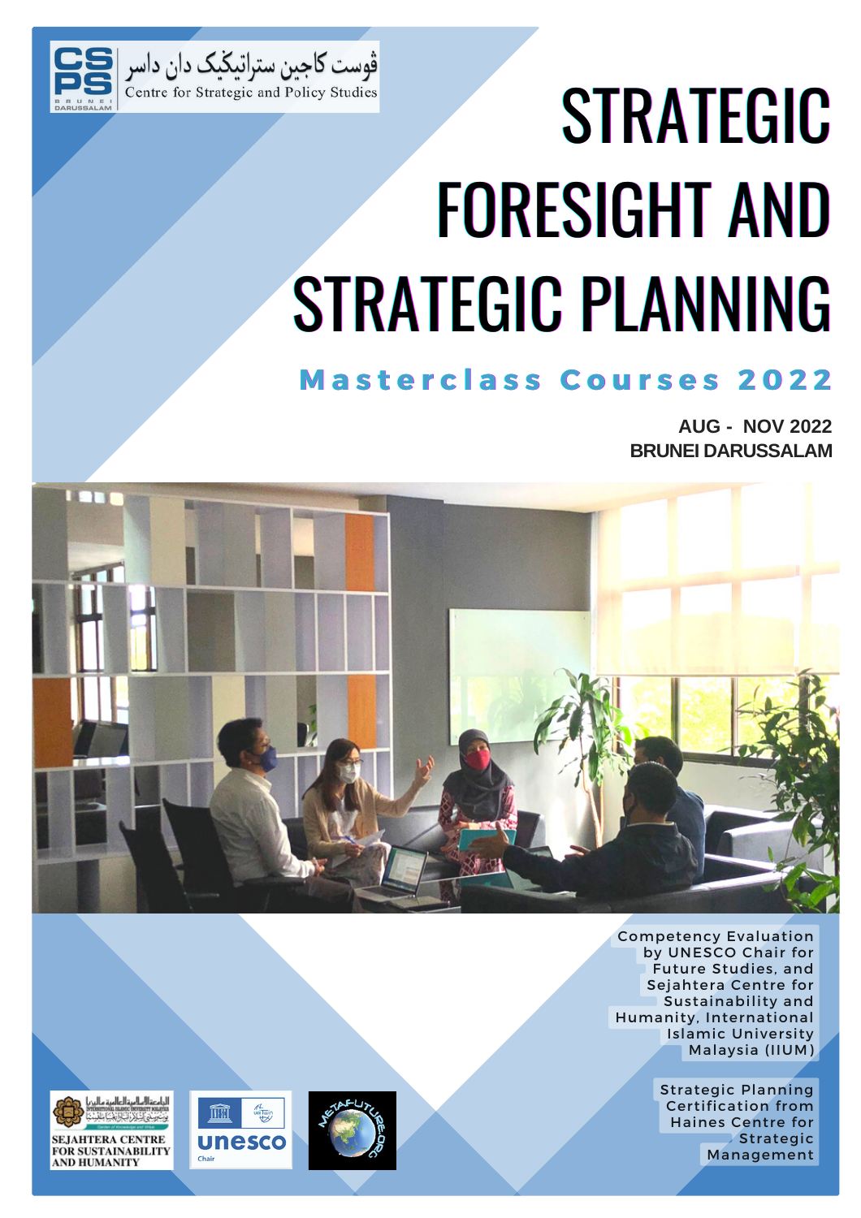CSPS BRUNEI DARUSSALAM

ڤوست كاجين ستراتيڬيک دان داسر

Centre for Strategic and Policy Studies

# STRATEGIC FORESIGHT AND STRATEGIC PLANNING

## Masterclass Courses 2022

**AUG - NOV 2022**
**BRUNEI DARUSSALAM**

Competency Evaluation by UNESCO Chair for Future Studies, and Sejahtera Centre for Sustainability and Humanity, International Islamic University Malaysia (IIUM)

Strategic Planning Certification from Haines Centre for Strategic Management

SEJAHTERA CENTRE FOR SUSTAINABILITY AND HUMANITY

unesco Chair

METAFUTURE.ORG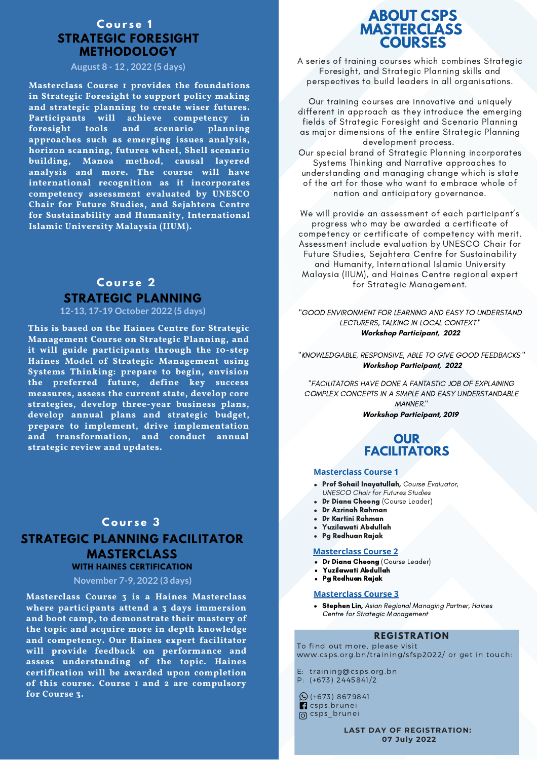## Course 1

## STRATEGIC FORESIGHT METHODOLOGY

August 8 - 12 , 2022 (5 days)

**Masterclass Course 1 provides the foundations in Strategic Foresight to support policy making and strategic planning to create wiser futures. Participants will achieve competency in foresight tools and scenario planning approaches such as emerging issues analysis, horizon scanning, futures wheel, Shell scenario building, Manoa method, causal layered analysis and more. The course will have international recognition as it incorporates competency assessment evaluated by UNESCO Chair for Future Studies, and Sejahtera Centre for Sustainability and Humanity, International Islamic University Malaysia (IIUM).**

## Course 2

## STRATEGIC PLANNING

12-13, 17-19 October 2022 (5 days)

**This is based on the Haines Centre for Strategic Management Course on Strategic Planning, and it will guide participants through the 10-step Haines Model of Strategic Management using Systems Thinking: prepare to begin, envision the preferred future, define key success measures, assess the current state, develop core strategies, develop three-year business plans, develop annual plans and strategic budget, prepare to implement, drive implementation and transformation, and conduct annual strategic review and updates.**

## Course 3

## STRATEGIC PLANNING FACILITATOR MASTERCLASS

### WITH HAINES CERTIFICATION

November 7-9, 2022 (3 days)

**Masterclass Course 3 is a Haines Masterclass where participants attend a 3 days immersion and boot camp, to demonstrate their mastery of the topic and acquire more in depth knowledge and competency. Our Haines expert facilitator will provide feedback on performance and assess understanding of the topic. Haines certification will be awarded upon completion of this course. Course 1 and 2 are compulsory for Course 3.**

## ABOUT CSPS MASTERCLASS COURSES

A series of training courses which combines Strategic Foresight, and Strategic Planning skills and perspectives to build leaders in all organisations.

Our training courses are innovative and uniquely different in approach as they introduce the emerging fields of Strategic Foresight and Scenario Planning as major dimensions of the entire Strategic Planning development process.
Our special brand of Strategic Planning incorporates Systems Thinking and Narrative approaches to understanding and managing change which is state of the art for those who want to embrace whole of nation and anticipatory governance.

We will provide an assessment of each participant's progress who may be awarded a certificate of competency or certificate of competency with merit. Assessment include evaluation by UNESCO Chair for Future Studies, Sejahtera Centre for Sustainability and Humanity, International Islamic University Malaysia (IIUM), and Haines Centre regional expert for Strategic Management.

*"GOOD ENVIRONMENT FOR LEARNING AND EASY TO UNDERSTAND LECTURERS, TALKING IN LOCAL CONTEXT"*
***Workshop Participant, 2022***

*"KNOWLEDGABLE, RESPONSIVE, ABLE TO GIVE GOOD FEEDBACKS"*
***Workshop Participant, 2022***

*"FACILITATORS HAVE DONE A FANTASTIC JOB OF EXPLAINING COMPLEX CONCEPTS IN A SIMPLE AND EASY UNDERSTANDABLE MANNER."*
***Workshop Participant, 2019***

## OUR FACILITATORS

### Masterclass Course 1

- **Prof Sohail Inayatullah,** *Course Evaluator, UNESCO Chair for Futures Studies*
- **Dr Diana Cheong** (Course Leader)
- **Dr Azrinah Rahman**
- **Dr Kartini Rahman**
- **Yuzilawati Abdullah**
- **Pg Redhuan Rajak**

### Masterclass Course 2

- **Dr Diana Cheong** (Course Leader)
- **Yuzilawati Abdullah**
- **Pg Redhuan Rajak**

### Masterclass Course 3

- **Stephen Lin,** *Asian Regional Managing Partner, Haines Centre for Strategic Management*

## REGISTRATION

To find out more, please visit www.csps.org.bn/training/sfsp2022/ or get in touch:

E: training@csps.org.bn
P: (+673) 2445841/2

(+673) 8679841
csps.brunei
csps_brunei

**LAST DAY OF REGISTRATION: 07 July 2022**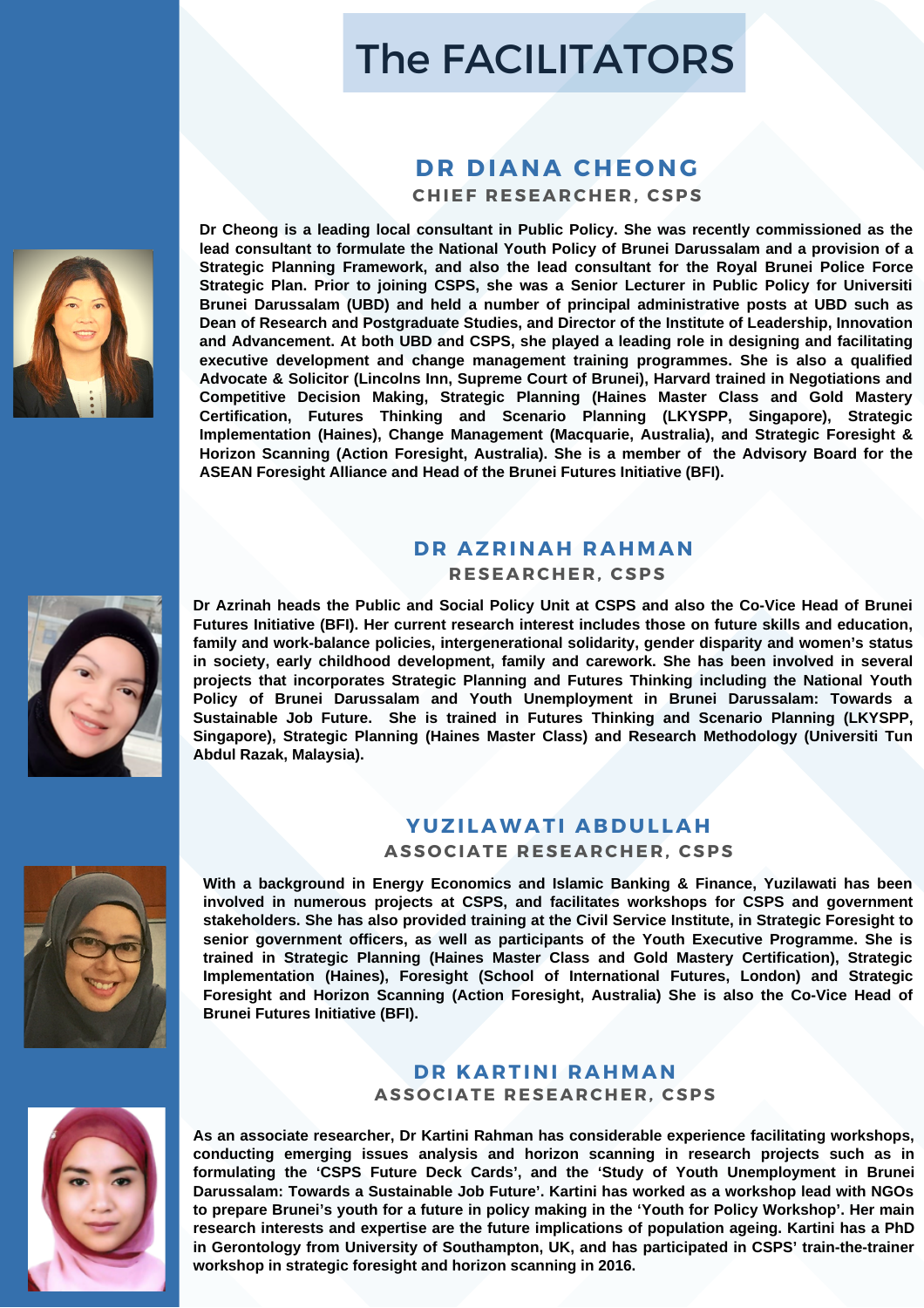# The FACILITATORS

## DR DIANA CHEONG

### CHIEF RESEARCHER, CSPS

**Dr Cheong is a leading local consultant in Public Policy. She was recently commissioned as the lead consultant to formulate the National Youth Policy of Brunei Darussalam and a provision of a Strategic Planning Framework, and also the lead consultant for the Royal Brunei Police Force Strategic Plan. Prior to joining CSPS, she was a Senior Lecturer in Public Policy for Universiti Brunei Darussalam (UBD) and held a number of principal administrative posts at UBD such as Dean of Research and Postgraduate Studies, and Director of the Institute of Leadership, Innovation and Advancement. At both UBD and CSPS, she played a leading role in designing and facilitating executive development and change management training programmes. She is also a qualified Advocate & Solicitor (Lincolns Inn, Supreme Court of Brunei), Harvard trained in Negotiations and Competitive Decision Making, Strategic Planning (Haines Master Class and Gold Mastery Certification, Futures Thinking and Scenario Planning (LKYSPP, Singapore), Strategic Implementation (Haines), Change Management (Macquarie, Australia), and Strategic Foresight & Horizon Scanning (Action Foresight, Australia). She is a member of the Advisory Board for the ASEAN Foresight Alliance and Head of the Brunei Futures Initiative (BFI).**

## DR AZRINAH RAHMAN

### RESEARCHER, CSPS

**Dr Azrinah heads the Public and Social Policy Unit at CSPS and also the Co-Vice Head of Brunei Futures Initiative (BFI). Her current research interest includes those on future skills and education, family and work-balance policies, intergenerational solidarity, gender disparity and women's status in society, early childhood development, family and carework. She has been involved in several projects that incorporates Strategic Planning and Futures Thinking including the National Youth Policy of Brunei Darussalam and Youth Unemployment in Brunei Darussalam: Towards a Sustainable Job Future. She is trained in Futures Thinking and Scenario Planning (LKYSPP, Singapore), Strategic Planning (Haines Master Class) and Research Methodology (Universiti Tun Abdul Razak, Malaysia).**

## YUZILAWATI ABDULLAH

### ASSOCIATE RESEARCHER, CSPS

**With a background in Energy Economics and Islamic Banking & Finance, Yuzilawati has been involved in numerous projects at CSPS, and facilitates workshops for CSPS and government stakeholders. She has also provided training at the Civil Service Institute, in Strategic Foresight to senior government officers, as well as participants of the Youth Executive Programme. She is trained in Strategic Planning (Haines Master Class and Gold Mastery Certification), Strategic Implementation (Haines), Foresight (School of International Futures, London) and Strategic Foresight and Horizon Scanning (Action Foresight, Australia) She is also the Co-Vice Head of Brunei Futures Initiative (BFI).**

## DR KARTINI RAHMAN

### ASSOCIATE RESEARCHER, CSPS

**As an associate researcher, Dr Kartini Rahman has considerable experience facilitating workshops, conducting emerging issues analysis and horizon scanning in research projects such as in formulating the 'CSPS Future Deck Cards', and the 'Study of Youth Unemployment in Brunei Darussalam: Towards a Sustainable Job Future'. Kartini has worked as a workshop lead with NGOs to prepare Brunei's youth for a future in policy making in the 'Youth for Policy Workshop'. Her main research interests and expertise are the future implications of population ageing. Kartini has a PhD in Gerontology from University of Southampton, UK, and has participated in CSPS' train-the-trainer workshop in strategic foresight and horizon scanning in 2016.**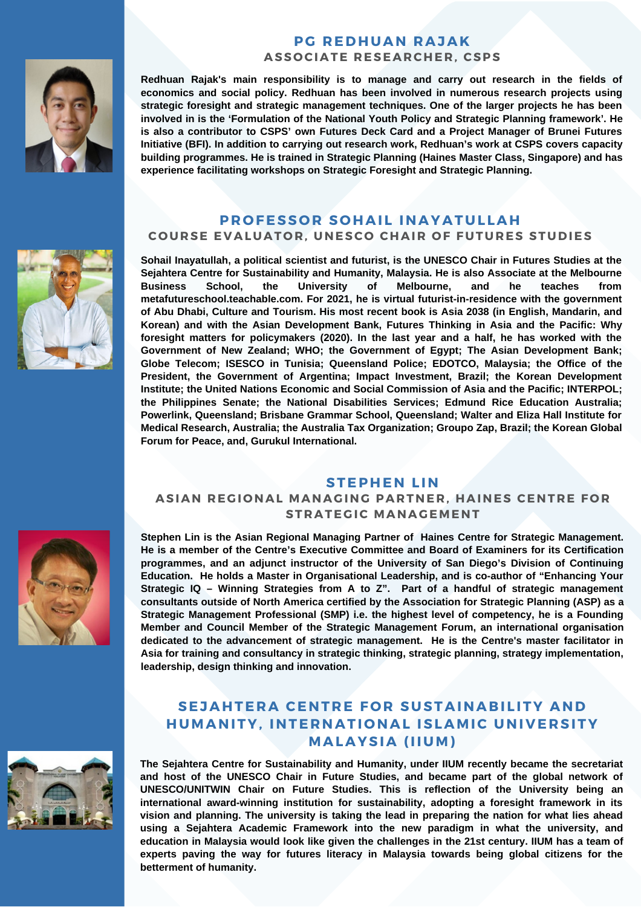## PG REDHUAN RAJAK

### ASSOCIATE RESEARCHER, CSPS

**Redhuan Rajak's main responsibility is to manage and carry out research in the fields of economics and social policy. Redhuan has been involved in numerous research projects using strategic foresight and strategic management techniques. One of the larger projects he has been involved in is the 'Formulation of the National Youth Policy and Strategic Planning framework'. He is also a contributor to CSPS' own Futures Deck Card and a Project Manager of Brunei Futures Initiative (BFI). In addition to carrying out research work, Redhuan's work at CSPS covers capacity building programmes. He is trained in Strategic Planning (Haines Master Class, Singapore) and has experience facilitating workshops on Strategic Foresight and Strategic Planning.**

## PROFESSOR SOHAIL INAYATULLAH

### COURSE EVALUATOR, UNESCO CHAIR OF FUTURES STUDIES

**Sohail Inayatullah, a political scientist and futurist, is the UNESCO Chair in Futures Studies at the Sejahtera Centre for Sustainability and Humanity, Malaysia. He is also Associate at the Melbourne Business School, the University of Melbourne, and he teaches from metafutureschool.teachable.com. For 2021, he is virtual futurist-in-residence with the government of Abu Dhabi, Culture and Tourism. His most recent book is Asia 2038 (in English, Mandarin, and Korean) and with the Asian Development Bank, Futures Thinking in Asia and the Pacific: Why foresight matters for policymakers (2020). In the last year and a half, he has worked with the Government of New Zealand; WHO; the Government of Egypt; The Asian Development Bank; Globe Telecom; ISESCO in Tunisia; Queensland Police; EDOTCO, Malaysia; the Office of the President, the Government of Argentina; Impact Investment, Brazil; the Korean Development Institute; the United Nations Economic and Social Commission of Asia and the Pacific; INTERPOL; the Philippines Senate; the National Disabilities Services; Edmund Rice Education Australia; Powerlink, Queensland; Brisbane Grammar School, Queensland; Walter and Eliza Hall Institute for Medical Research, Australia; the Australia Tax Organization; Groupo Zap, Brazil; the Korean Global Forum for Peace, and, Gurukul International.**

## STEPHEN LIN

### ASIAN REGIONAL MANAGING PARTNER, HAINES CENTRE FOR STRATEGIC MANAGEMENT

**Stephen Lin is the Asian Regional Managing Partner of Haines Centre for Strategic Management. He is a member of the Centre's Executive Committee and Board of Examiners for its Certification programmes, and an adjunct instructor of the University of San Diego's Division of Continuing Education. He holds a Master in Organisational Leadership, and is co-author of "Enhancing Your Strategic IQ – Winning Strategies from A to Z". Part of a handful of strategic management consultants outside of North America certified by the Association for Strategic Planning (ASP) as a Strategic Management Professional (SMP) i.e. the highest level of competency, he is a Founding Member and Council Member of the Strategic Management Forum, an international organisation dedicated to the advancement of strategic management. He is the Centre's master facilitator in Asia for training and consultancy in strategic thinking, strategic planning, strategy implementation, leadership, design thinking and innovation.**

## SEJAHTERA CENTRE FOR SUSTAINABILITY AND HUMANITY, INTERNATIONAL ISLAMIC UNIVERSITY MALAYSIA (IIUM)

**The Sejahtera Centre for Sustainability and Humanity, under IIUM recently became the secretariat and host of the UNESCO Chair in Future Studies, and became part of the global network of UNESCO/UNITWIN Chair on Future Studies. This is reflection of the University being an international award-winning institution for sustainability, adopting a foresight framework in its vision and planning. The university is taking the lead in preparing the nation for what lies ahead using a Sejahtera Academic Framework into the new paradigm in what the university, and education in Malaysia would look like given the challenges in the 21st century. IIUM has a team of experts paving the way for futures literacy in Malaysia towards being global citizens for the betterment of humanity.**